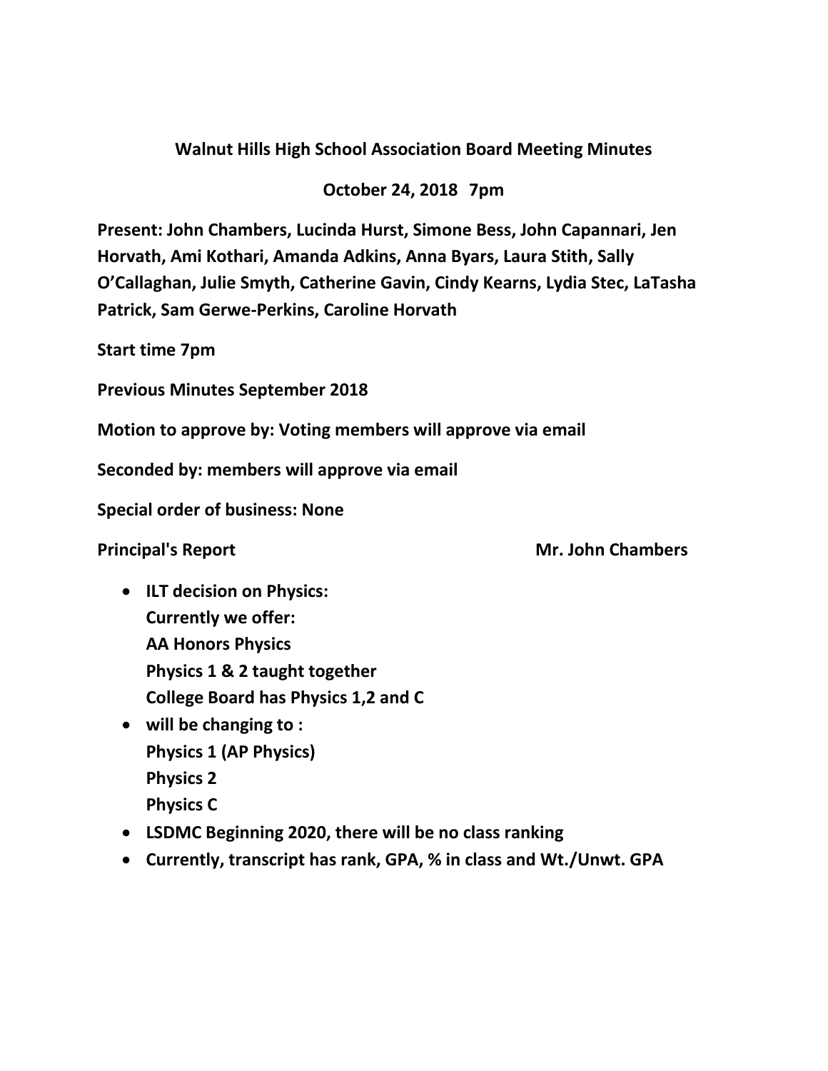**Walnut Hills High School Association Board Meeting Minutes**

**October 24, 2018 7pm**

**Present: John Chambers, Lucinda Hurst, Simone Bess, John Capannari, Jen Horvath, Ami Kothari, Amanda Adkins, Anna Byars, Laura Stith, Sally O'Callaghan, Julie Smyth, Catherine Gavin, Cindy Kearns, Lydia Stec, LaTasha Patrick, Sam Gerwe-Perkins, Caroline Horvath**

**Start time 7pm**

**Previous Minutes September 2018**

**Motion to approve by: Voting members will approve via email**

**Seconded by: members will approve via email**

**Special order of business: None**

**Principal's Report** **Mr. John Chambers**

- **ILT decision on Physics:**
  **Currently we offer:**
  **AA Honors Physics**
  **Physics 1 & 2 taught together**
  **College Board has Physics 1,2 and C**
- **will be changing to :**
  **Physics 1 (AP Physics)**
  **Physics 2**
  **Physics C**
- **LSDMC Beginning 2020, there will be no class ranking**
- **Currently, transcript has rank, GPA, % in class and Wt./Unwt. GPA**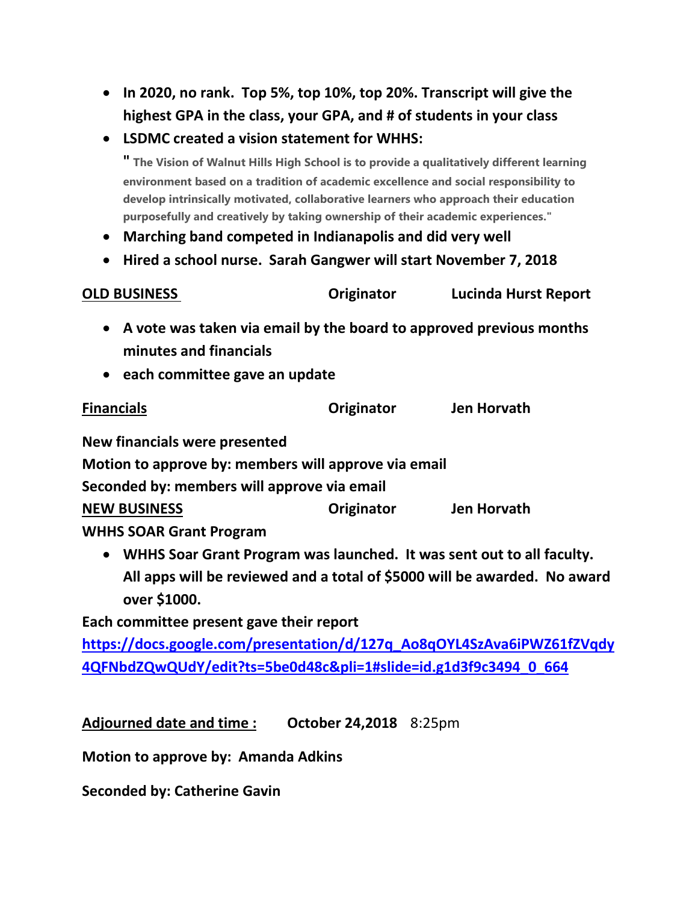- **In 2020, no rank. Top 5%, top 10%, top 20%. Transcript will give the highest GPA in the class, your GPA, and # of students in your class**
- **LSDMC created a vision statement for WHHS:**

  **" The Vision of Walnut Hills High School is to provide a qualitatively different learning environment based on a tradition of academic excellence and social responsibility to develop intrinsically motivated, collaborative learners who approach their education purposefully and creatively by taking ownership of their academic experiences."**

- **Marching band competed in Indianapolis and did very well**
- **Hired a school nurse. Sarah Gangwer will start November 7, 2018**

**<u>OLD BUSINESS</u>** **Originator** **Lucinda Hurst Report**

- **A vote was taken via email by the board to approved previous months minutes and financials**
- **each committee gave an update**

**<u>Financials</u>** **Originator** **Jen Horvath**

**New financials were presented**

**Motion to approve by: members will approve via email**

**Seconded by: members will approve via email**

**<u>NEW BUSINESS</u>** **Originator** **Jen Horvath**

**WHHS SOAR Grant Program**

- **WHHS Soar Grant Program was launched. It was sent out to all faculty. All apps will be reviewed and a total of $5000 will be awarded. No award over $1000.**

**Each committee present gave their report**

**[https://docs.google.com/presentation/d/127q_Ao8qOYL4SzAva6iPWZ61fZVqdy4QFNbdZQwQUdY/edit?ts=5be0d48c&pli=1#slide=id.g1d3f9c3494_0_664](https://docs.google.com/presentation/d/127q_Ao8qOYL4SzAva6iPWZ61fZVqdy4QFNbdZQwQUdY/edit?ts=5be0d48c&pli=1#slide=id.g1d3f9c3494_0_664)**

**<u>Adjourned date and time :</u>** **October 24,2018** 8:25pm

**Motion to approve by: Amanda Adkins**

**Seconded by: Catherine Gavin**